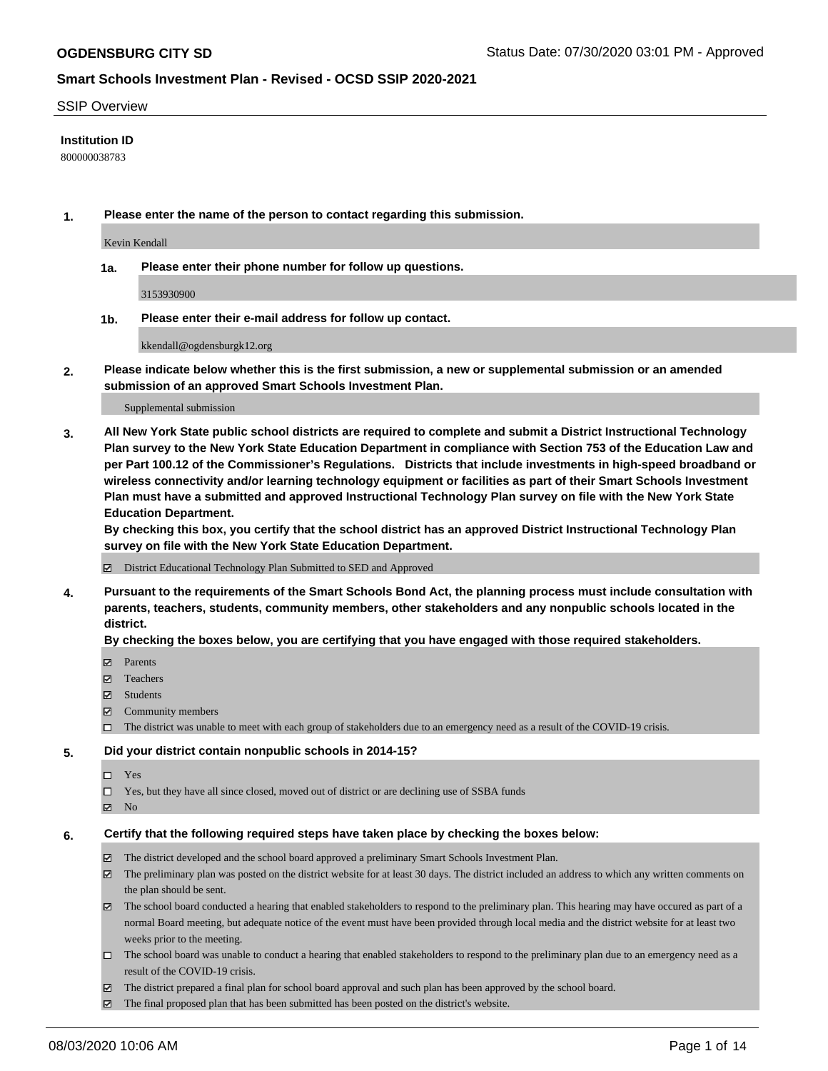**OGDENSBURG CITY SD** Status Date: 07/30/2020 03:01 PM - Approved

**Smart Schools Investment Plan - Revised - OCSD SSIP 2020-2021**

SSIP Overview

**Institution ID**

800000038783

**1. Please enter the name of the person to contact regarding this submission.**

Kevin Kendall

**1a. Please enter their phone number for follow up questions.**

3153930900

**1b. Please enter their e-mail address for follow up contact.**

kkendall@ogdensburgk12.org

**2. Please indicate below whether this is the first submission, a new or supplemental submission or an amended submission of an approved Smart Schools Investment Plan.**

Supplemental submission

**3. All New York State public school districts are required to complete and submit a District Instructional Technology Plan survey to the New York State Education Department in compliance with Section 753 of the Education Law and per Part 100.12 of the Commissioner's Regulations. Districts that include investments in high-speed broadband or wireless connectivity and/or learning technology equipment or facilities as part of their Smart Schools Investment Plan must have a submitted and approved Instructional Technology Plan survey on file with the New York State Education Department.**
**By checking this box, you certify that the school district has an approved District Instructional Technology Plan survey on file with the New York State Education Department.**

☑ District Educational Technology Plan Submitted to SED and Approved

**4. Pursuant to the requirements of the Smart Schools Bond Act, the planning process must include consultation with parents, teachers, students, community members, other stakeholders and any nonpublic schools located in the district.**
**By checking the boxes below, you are certifying that you have engaged with those required stakeholders.**

☑ Parents
☑ Teachers
☑ Students
☑ Community members
☐ The district was unable to meet with each group of stakeholders due to an emergency need as a result of the COVID-19 crisis.

**5. Did your district contain nonpublic schools in 2014-15?**

☐ Yes
☐ Yes, but they have all since closed, moved out of district or are declining use of SSBA funds
☑ No

**6. Certify that the following required steps have taken place by checking the boxes below:**

☑ The district developed and the school board approved a preliminary Smart Schools Investment Plan.
☑ The preliminary plan was posted on the district website for at least 30 days. The district included an address to which any written comments on the plan should be sent.
☑ The school board conducted a hearing that enabled stakeholders to respond to the preliminary plan. This hearing may have occured as part of a normal Board meeting, but adequate notice of the event must have been provided through local media and the district website for at least two weeks prior to the meeting.
☐ The school board was unable to conduct a hearing that enabled stakeholders to respond to the preliminary plan due to an emergency need as a result of the COVID-19 crisis.
☑ The district prepared a final plan for school board approval and such plan has been approved by the school board.
☑ The final proposed plan that has been submitted has been posted on the district's website.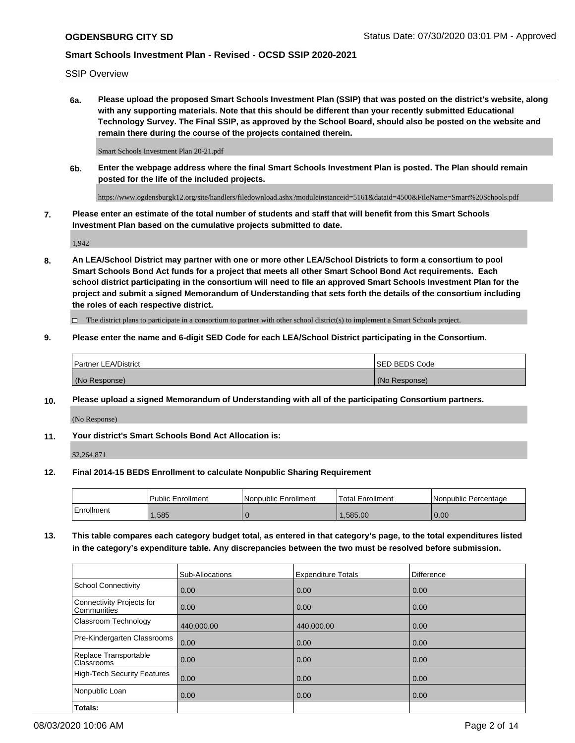SSIP Overview

**6a. Please upload the proposed Smart Schools Investment Plan (SSIP) that was posted on the district's website, along with any supporting materials. Note that this should be different than your recently submitted Educational Technology Survey. The Final SSIP, as approved by the School Board, should also be posted on the website and remain there during the course of the projects contained therein.**

Smart Schools Investment Plan 20-21.pdf

**6b. Enter the webpage address where the final Smart Schools Investment Plan is posted. The Plan should remain posted for the life of the included projects.**

https://www.ogdensburgk12.org/site/handlers/filedownload.ashx?moduleinstanceid=5161&dataid=4500&FileName=Smart%20Schools.pdf

**7. Please enter an estimate of the total number of students and staff that will benefit from this Smart Schools Investment Plan based on the cumulative projects submitted to date.**

1,942

**8. An LEA/School District may partner with one or more other LEA/School Districts to form a consortium to pool Smart Schools Bond Act funds for a project that meets all other Smart School Bond Act requirements. Each school district participating in the consortium will need to file an approved Smart Schools Investment Plan for the project and submit a signed Memorandum of Understanding that sets forth the details of the consortium including the roles of each respective district.**

☐ The district plans to participate in a consortium to partner with other school district(s) to implement a Smart Schools project.

**9. Please enter the name and 6-digit SED Code for each LEA/School District participating in the Consortium.**

| Partner LEA/District | SED BEDS Code |
| --- | --- |
| (No Response) | (No Response) |

**10. Please upload a signed Memorandum of Understanding with all of the participating Consortium partners.**

(No Response)

**11. Your district's Smart Schools Bond Act Allocation is:**

$2,264,871

**12. Final 2014-15 BEDS Enrollment to calculate Nonpublic Sharing Requirement**

| | Public Enrollment | Nonpublic Enrollment | Total Enrollment | Nonpublic Percentage |
| --- | --- | --- | --- | --- |
| Enrollment | 1,585 | 0 | 1,585.00 | 0.00 |

**13. This table compares each category budget total, as entered in that category's page, to the total expenditures listed in the category's expenditure table. Any discrepancies between the two must be resolved before submission.**

| | Sub-Allocations | Expenditure Totals | Difference |
| --- | --- | --- | --- |
| School Connectivity | 0.00 | 0.00 | 0.00 |
| Connectivity Projects for Communities | 0.00 | 0.00 | 0.00 |
| Classroom Technology | 440,000.00 | 440,000.00 | 0.00 |
| Pre-Kindergarten Classrooms | 0.00 | 0.00 | 0.00 |
| Replace Transportable Classrooms | 0.00 | 0.00 | 0.00 |
| High-Tech Security Features | 0.00 | 0.00 | 0.00 |
| Nonpublic Loan | 0.00 | 0.00 | 0.00 |
| **Totals:** | | | |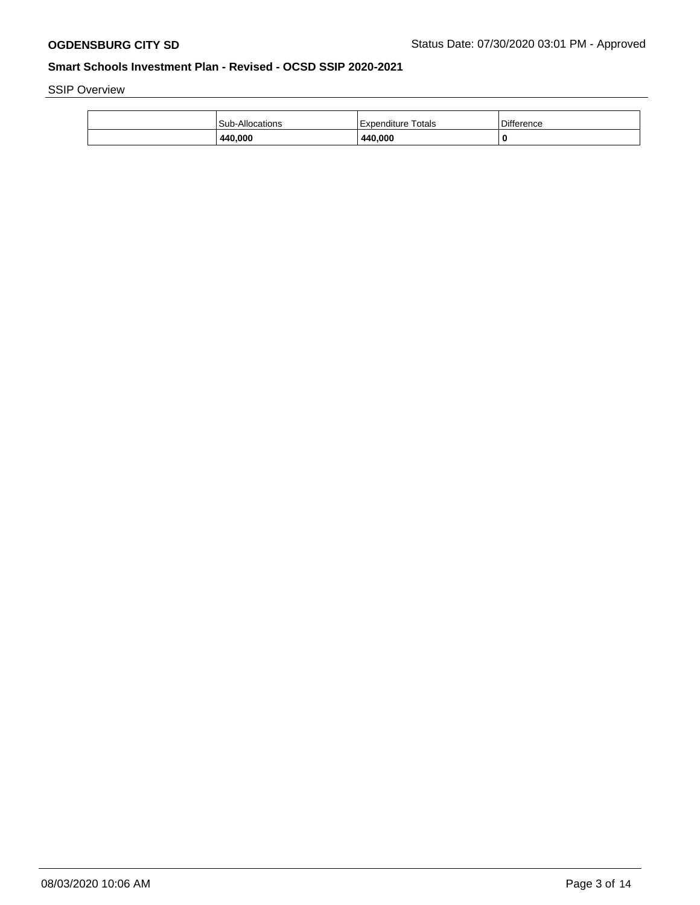**OGDENSBURG CITY SD**

Status Date: 07/30/2020 03:01 PM - Approved

## Smart Schools Investment Plan - Revised - OCSD SSIP 2020-2021

SSIP Overview

| | Sub-Allocations | Expenditure Totals | Difference |
|---|---|---|---|
| | **440,000** | **440,000** | **0** |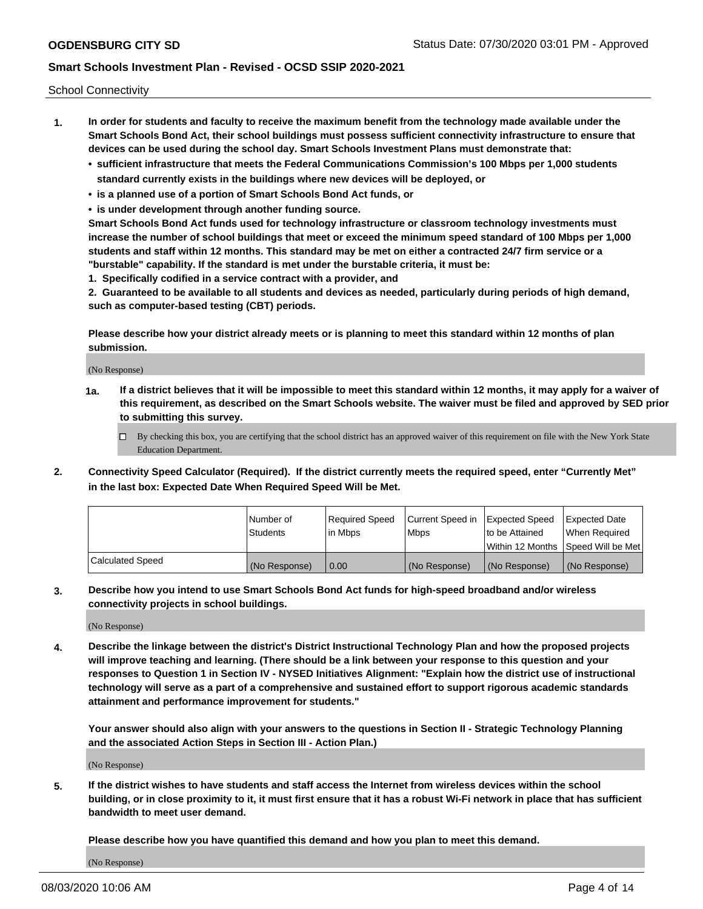School Connectivity

1. **In order for students and faculty to receive the maximum benefit from the technology made available under the Smart Schools Bond Act, their school buildings must possess sufficient connectivity infrastructure to ensure that devices can be used during the school day. Smart Schools Investment Plans must demonstrate that:**
   - **sufficient infrastructure that meets the Federal Communications Commission's 100 Mbps per 1,000 students standard currently exists in the buildings where new devices will be deployed, or**
   - **is a planned use of a portion of Smart Schools Bond Act funds, or**
   - **is under development through another funding source.**

   **Smart Schools Bond Act funds used for technology infrastructure or classroom technology investments must increase the number of school buildings that meet or exceed the minimum speed standard of 100 Mbps per 1,000 students and staff within 12 months. This standard may be met on either a contracted 24/7 firm service or a "burstable" capability. If the standard is met under the burstable criteria, it must be:**

   **1. Specifically codified in a service contract with a provider, and**

   **2. Guaranteed to be available to all students and devices as needed, particularly during periods of high demand, such as computer-based testing (CBT) periods.**

   **Please describe how your district already meets or is planning to meet this standard within 12 months of plan submission.**

   (No Response)

   **1a. If a district believes that it will be impossible to meet this standard within 12 months, it may apply for a waiver of this requirement, as described on the Smart Schools website. The waiver must be filed and approved by SED prior to submitting this survey.**

   ☐ By checking this box, you are certifying that the school district has an approved waiver of this requirement on file with the New York State Education Department.

2. **Connectivity Speed Calculator (Required). If the district currently meets the required speed, enter "Currently Met" in the last box: Expected Date When Required Speed Will be Met.**

| | Number of Students | Required Speed in Mbps | Current Speed in Mbps | Expected Speed to be Attained Within 12 Months | Expected Date When Required Speed Will be Met |
|---|---|---|---|---|---|
| Calculated Speed | (No Response) | 0.00 | (No Response) | (No Response) | (No Response) |

3. **Describe how you intend to use Smart Schools Bond Act funds for high-speed broadband and/or wireless connectivity projects in school buildings.**

   (No Response)

4. **Describe the linkage between the district's District Instructional Technology Plan and how the proposed projects will improve teaching and learning. (There should be a link between your response to this question and your responses to Question 1 in Section IV - NYSED Initiatives Alignment: "Explain how the district use of instructional technology will serve as a part of a comprehensive and sustained effort to support rigorous academic standards attainment and performance improvement for students."**

   **Your answer should also align with your answers to the questions in Section II - Strategic Technology Planning and the associated Action Steps in Section III - Action Plan.)**

   (No Response)

5. **If the district wishes to have students and staff access the Internet from wireless devices within the school building, or in close proximity to it, it must first ensure that it has a robust Wi-Fi network in place that has sufficient bandwidth to meet user demand.**

   **Please describe how you have quantified this demand and how you plan to meet this demand.**

   (No Response)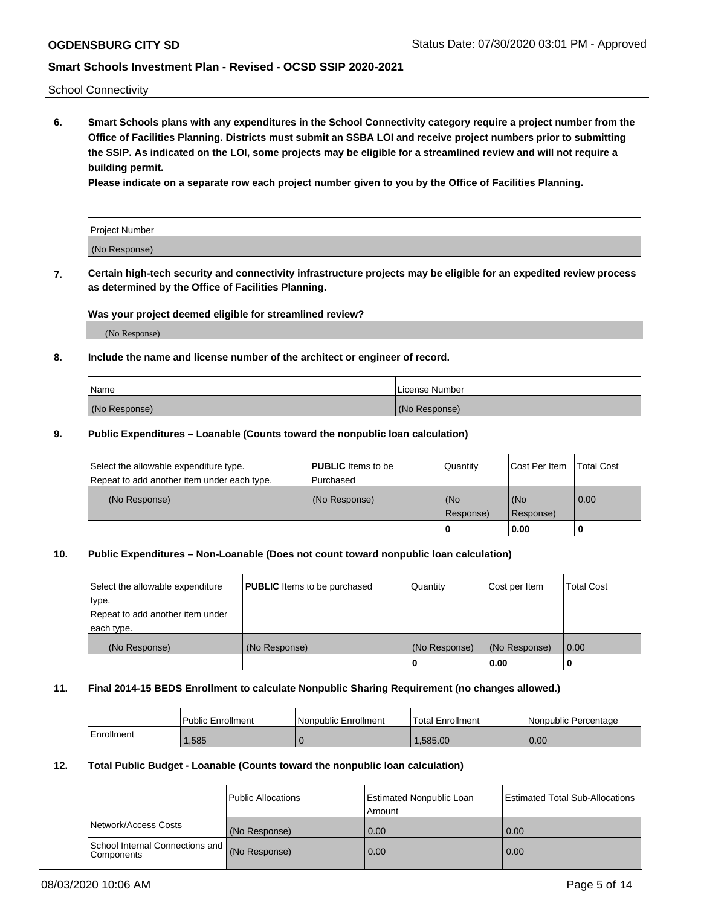School Connectivity

**6. Smart Schools plans with any expenditures in the School Connectivity category require a project number from the Office of Facilities Planning. Districts must submit an SSBA LOI and receive project numbers prior to submitting the SSIP. As indicated on the LOI, some projects may be eligible for a streamlined review and will not require a building permit.**

**Please indicate on a separate row each project number given to you by the Office of Facilities Planning.**

| Project Number |
| --- |
| (No Response) |

**7. Certain high-tech security and connectivity infrastructure projects may be eligible for an expedited review process as determined by the Office of Facilities Planning.**

**Was your project deemed eligible for streamlined review?**

(No Response)

**8. Include the name and license number of the architect or engineer of record.**

| Name | License Number |
| --- | --- |
| (No Response) | (No Response) |

**9. Public Expenditures – Loanable (Counts toward the nonpublic loan calculation)**

| Select the allowable expenditure type. Repeat to add another item under each type. | **PUBLIC** Items to be Purchased | Quantity | Cost Per Item | Total Cost |
| --- | --- | --- | --- | --- |
| (No Response) | (No Response) | (No Response) | (No Response) | 0.00 |
| | | 0 | 0.00 | 0 |

**10. Public Expenditures – Non-Loanable (Does not count toward nonpublic loan calculation)**

| Select the allowable expenditure type. Repeat to add another item under each type. | **PUBLIC** Items to be purchased | Quantity | Cost per Item | Total Cost |
| --- | --- | --- | --- | --- |
| (No Response) | (No Response) | (No Response) | (No Response) | 0.00 |
| | | 0 | 0.00 | 0 |

**11. Final 2014-15 BEDS Enrollment to calculate Nonpublic Sharing Requirement (no changes allowed.)**

| | Public Enrollment | Nonpublic Enrollment | Total Enrollment | Nonpublic Percentage |
| --- | --- | --- | --- | --- |
| Enrollment | 1,585 | 0 | 1,585.00 | 0.00 |

**12. Total Public Budget - Loanable (Counts toward the nonpublic loan calculation)**

| | Public Allocations | Estimated Nonpublic Loan Amount | Estimated Total Sub-Allocations |
| --- | --- | --- | --- |
| Network/Access Costs | (No Response) | 0.00 | 0.00 |
| School Internal Connections and Components | (No Response) | 0.00 | 0.00 |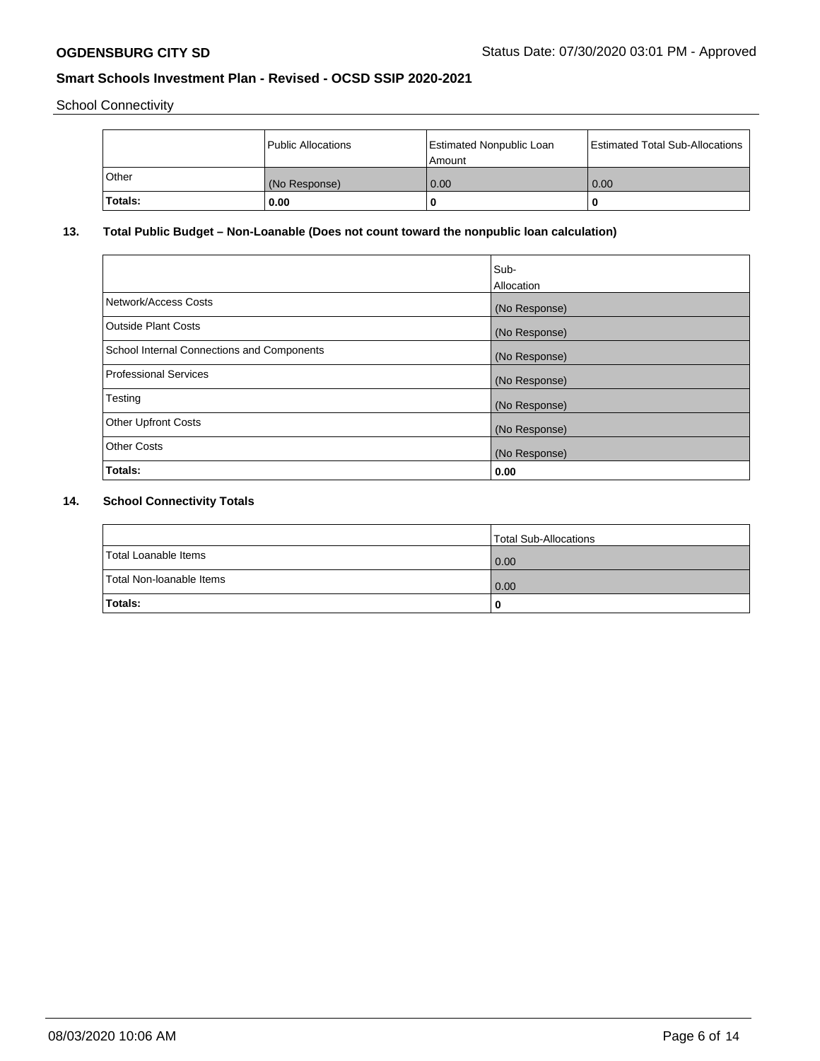School Connectivity

| | Public Allocations | Estimated Nonpublic Loan Amount | Estimated Total Sub-Allocations |
|---|---|---|---|
| Other | (No Response) | 0.00 | 0.00 |
| **Totals:** | **0.00** | **0** | **0** |

## 13. Total Public Budget – Non-Loanable (Does not count toward the nonpublic loan calculation)

| | Sub-Allocation |
|---|---|
| Network/Access Costs | (No Response) |
| Outside Plant Costs | (No Response) |
| School Internal Connections and Components | (No Response) |
| Professional Services | (No Response) |
| Testing | (No Response) |
| Other Upfront Costs | (No Response) |
| Other Costs | (No Response) |
| **Totals:** | **0.00** |

## 14. School Connectivity Totals

| | Total Sub-Allocations |
|---|---|
| Total Loanable Items | 0.00 |
| Total Non-loanable Items | 0.00 |
| **Totals:** | **0** |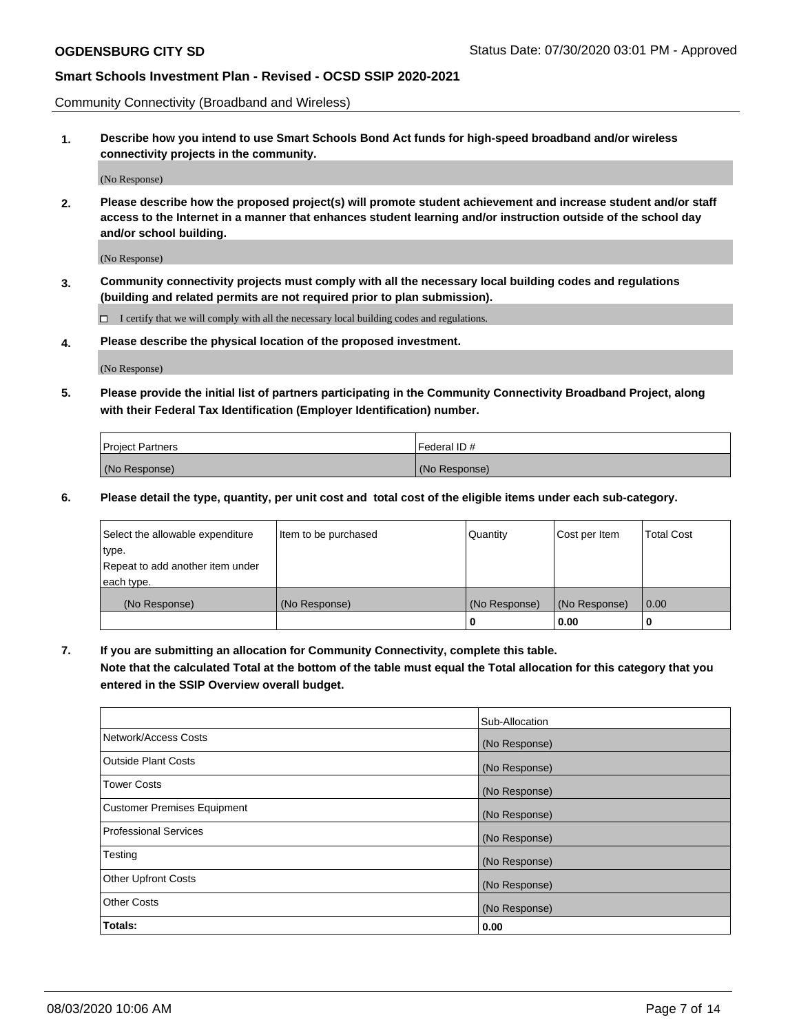Community Connectivity (Broadband and Wireless)

**1. Describe how you intend to use Smart Schools Bond Act funds for high-speed broadband and/or wireless connectivity projects in the community.**

(No Response)

**2. Please describe how the proposed project(s) will promote student achievement and increase student and/or staff access to the Internet in a manner that enhances student learning and/or instruction outside of the school day and/or school building.**

(No Response)

**3. Community connectivity projects must comply with all the necessary local building codes and regulations (building and related permits are not required prior to plan submission).**

☐ I certify that we will comply with all the necessary local building codes and regulations.

**4. Please describe the physical location of the proposed investment.**

(No Response)

**5. Please provide the initial list of partners participating in the Community Connectivity Broadband Project, along with their Federal Tax Identification (Employer Identification) number.**

| Project Partners | Federal ID # |
|---|---|
| (No Response) | (No Response) |

**6. Please detail the type, quantity, per unit cost and total cost of the eligible items under each sub-category.**

| Select the allowable expenditure type. Repeat to add another item under each type. | Item to be purchased | Quantity | Cost per Item | Total Cost |
|---|---|---|---|---|
| (No Response) | (No Response) | (No Response) | (No Response) | 0.00 |
| | | **0** | **0.00** | **0** |

**7. If you are submitting an allocation for Community Connectivity, complete this table. Note that the calculated Total at the bottom of the table must equal the Total allocation for this category that you entered in the SSIP Overview overall budget.**

| | Sub-Allocation |
|---|---|
| Network/Access Costs | (No Response) |
| Outside Plant Costs | (No Response) |
| Tower Costs | (No Response) |
| Customer Premises Equipment | (No Response) |
| Professional Services | (No Response) |
| Testing | (No Response) |
| Other Upfront Costs | (No Response) |
| Other Costs | (No Response) |
| **Totals:** | **0.00** |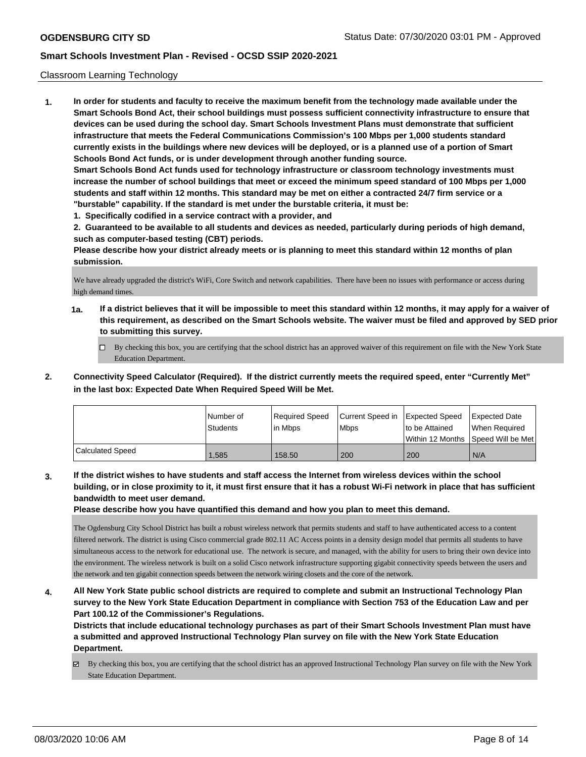Classroom Learning Technology

**1. In order for students and faculty to receive the maximum benefit from the technology made available under the Smart Schools Bond Act, their school buildings must possess sufficient connectivity infrastructure to ensure that devices can be used during the school day. Smart Schools Investment Plans must demonstrate that sufficient infrastructure that meets the Federal Communications Commission's 100 Mbps per 1,000 students standard currently exists in the buildings where new devices will be deployed, or is a planned use of a portion of Smart Schools Bond Act funds, or is under development through another funding source.**

**Smart Schools Bond Act funds used for technology infrastructure or classroom technology investments must increase the number of school buildings that meet or exceed the minimum speed standard of 100 Mbps per 1,000 students and staff within 12 months. This standard may be met on either a contracted 24/7 firm service or a "burstable" capability. If the standard is met under the burstable criteria, it must be:**

**1. Specifically codified in a service contract with a provider, and**

**2. Guaranteed to be available to all students and devices as needed, particularly during periods of high demand, such as computer-based testing (CBT) periods.**

**Please describe how your district already meets or is planning to meet this standard within 12 months of plan submission.**

We have already upgraded the district's WiFi, Core Switch and network capabilities. There have been no issues with performance or access during high demand times.

**1a. If a district believes that it will be impossible to meet this standard within 12 months, it may apply for a waiver of this requirement, as described on the Smart Schools website. The waiver must be filed and approved by SED prior to submitting this survey.**

☐ By checking this box, you are certifying that the school district has an approved waiver of this requirement on file with the New York State Education Department.

**2. Connectivity Speed Calculator (Required). If the district currently meets the required speed, enter "Currently Met" in the last box: Expected Date When Required Speed Will be Met.**

| | Number of Students | Required Speed in Mbps | Current Speed in Mbps | Expected Speed to be Attained Within 12 Months | Expected Date When Required Speed Will be Met |
|---|---|---|---|---|---|
| Calculated Speed | 1,585 | 158.50 | 200 | 200 | N/A |

**3. If the district wishes to have students and staff access the Internet from wireless devices within the school building, or in close proximity to it, it must first ensure that it has a robust Wi-Fi network in place that has sufficient bandwidth to meet user demand.**

**Please describe how you have quantified this demand and how you plan to meet this demand.**

The Ogdensburg City School District has built a robust wireless network that permits students and staff to have authenticated access to a content filtered network. The district is using Cisco commercial grade 802.11 AC Access points in a density design model that permits all students to have simultaneous access to the network for educational use. The network is secure, and managed, with the ability for users to bring their own device into the environment. The wireless network is built on a solid Cisco network infrastructure supporting gigabit connectivity speeds between the users and the network and ten gigabit connection speeds between the network wiring closets and the core of the network.

**4. All New York State public school districts are required to complete and submit an Instructional Technology Plan survey to the New York State Education Department in compliance with Section 753 of the Education Law and per Part 100.12 of the Commissioner's Regulations.**

**Districts that include educational technology purchases as part of their Smart Schools Investment Plan must have a submitted and approved Instructional Technology Plan survey on file with the New York State Education Department.**

☑ By checking this box, you are certifying that the school district has an approved Instructional Technology Plan survey on file with the New York State Education Department.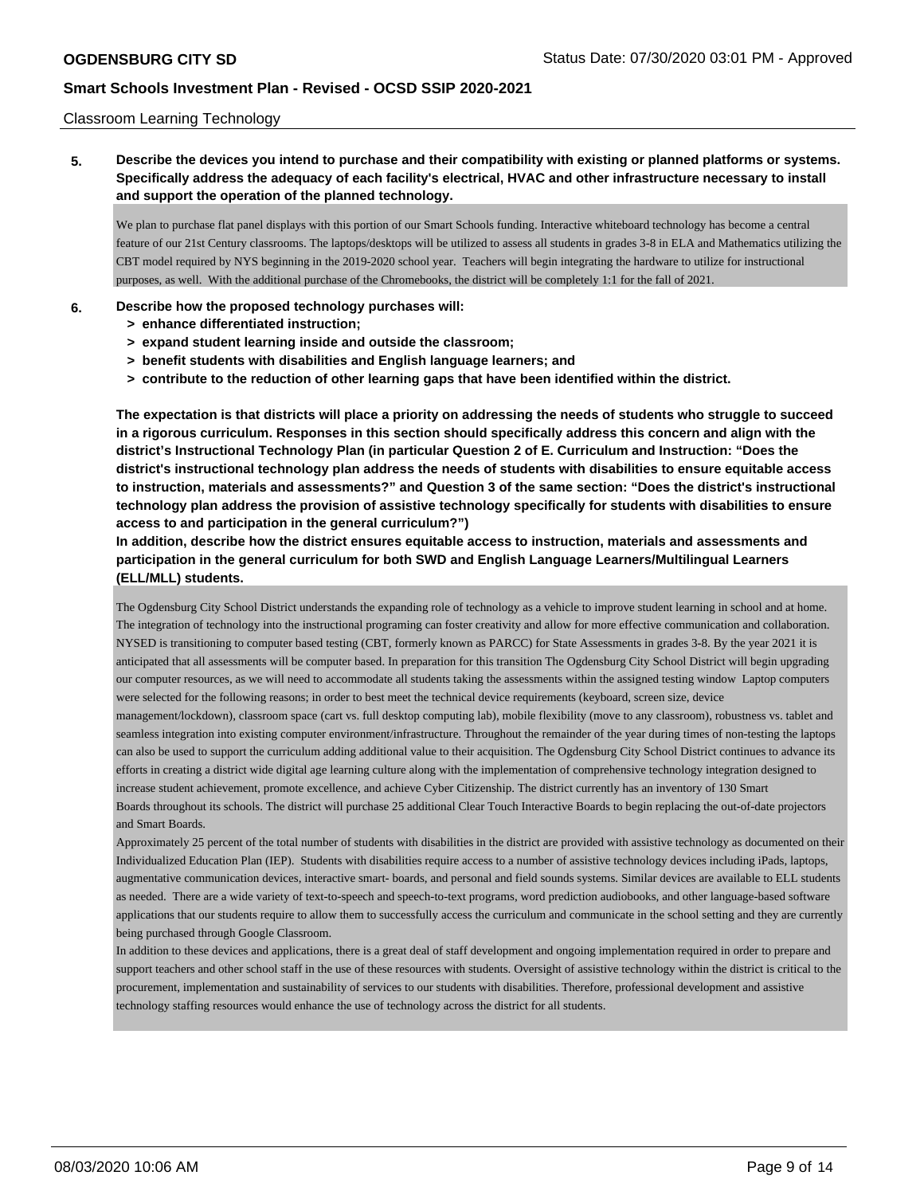Classroom Learning Technology

**5. Describe the devices you intend to purchase and their compatibility with existing or planned platforms or systems. Specifically address the adequacy of each facility's electrical, HVAC and other infrastructure necessary to install and support the operation of the planned technology.**

We plan to purchase flat panel displays with this portion of our Smart Schools funding. Interactive whiteboard technology has become a central feature of our 21st Century classrooms. The laptops/desktops will be utilized to assess all students in grades 3-8 in ELA and Mathematics utilizing the CBT model required by NYS beginning in the 2019-2020 school year. Teachers will begin integrating the hardware to utilize for instructional purposes, as well. With the additional purchase of the Chromebooks, the district will be completely 1:1 for the fall of 2021.

**6. Describe how the proposed technology purchases will:**

- **> enhance differentiated instruction;**
- **> expand student learning inside and outside the classroom;**
- **> benefit students with disabilities and English language learners; and**
- **> contribute to the reduction of other learning gaps that have been identified within the district.**

**The expectation is that districts will place a priority on addressing the needs of students who struggle to succeed in a rigorous curriculum. Responses in this section should specifically address this concern and align with the district's Instructional Technology Plan (in particular Question 2 of E. Curriculum and Instruction: "Does the district's instructional technology plan address the needs of students with disabilities to ensure equitable access to instruction, materials and assessments?" and Question 3 of the same section: "Does the district's instructional technology plan address the provision of assistive technology specifically for students with disabilities to ensure access to and participation in the general curriculum?")**

**In addition, describe how the district ensures equitable access to instruction, materials and assessments and participation in the general curriculum for both SWD and English Language Learners/Multilingual Learners (ELL/MLL) students.**

The Ogdensburg City School District understands the expanding role of technology as a vehicle to improve student learning in school and at home. The integration of technology into the instructional programing can foster creativity and allow for more effective communication and collaboration. NYSED is transitioning to computer based testing (CBT, formerly known as PARCC) for State Assessments in grades 3-8. By the year 2021 it is anticipated that all assessments will be computer based. In preparation for this transition The Ogdensburg City School District will begin upgrading our computer resources, as we will need to accommodate all students taking the assessments within the assigned testing window Laptop computers were selected for the following reasons; in order to best meet the technical device requirements (keyboard, screen size, device management/lockdown), classroom space (cart vs. full desktop computing lab), mobile flexibility (move to any classroom), robustness vs. tablet and seamless integration into existing computer environment/infrastructure. Throughout the remainder of the year during times of non-testing the laptops can also be used to support the curriculum adding additional value to their acquisition. The Ogdensburg City School District continues to advance its efforts in creating a district wide digital age learning culture along with the implementation of comprehensive technology integration designed to increase student achievement, promote excellence, and achieve Cyber Citizenship. The district currently has an inventory of 130 Smart Boards throughout its schools. The district will purchase 25 additional Clear Touch Interactive Boards to begin replacing the out-of-date projectors and Smart Boards.

Approximately 25 percent of the total number of students with disabilities in the district are provided with assistive technology as documented on their Individualized Education Plan (IEP). Students with disabilities require access to a number of assistive technology devices including iPads, laptops, augmentative communication devices, interactive smart- boards, and personal and field sounds systems. Similar devices are available to ELL students as needed. There are a wide variety of text-to-speech and speech-to-text programs, word prediction audiobooks, and other language-based software applications that our students require to allow them to successfully access the curriculum and communicate in the school setting and they are currently being purchased through Google Classroom.

In addition to these devices and applications, there is a great deal of staff development and ongoing implementation required in order to prepare and support teachers and other school staff in the use of these resources with students. Oversight of assistive technology within the district is critical to the procurement, implementation and sustainability of services to our students with disabilities. Therefore, professional development and assistive technology staffing resources would enhance the use of technology across the district for all students.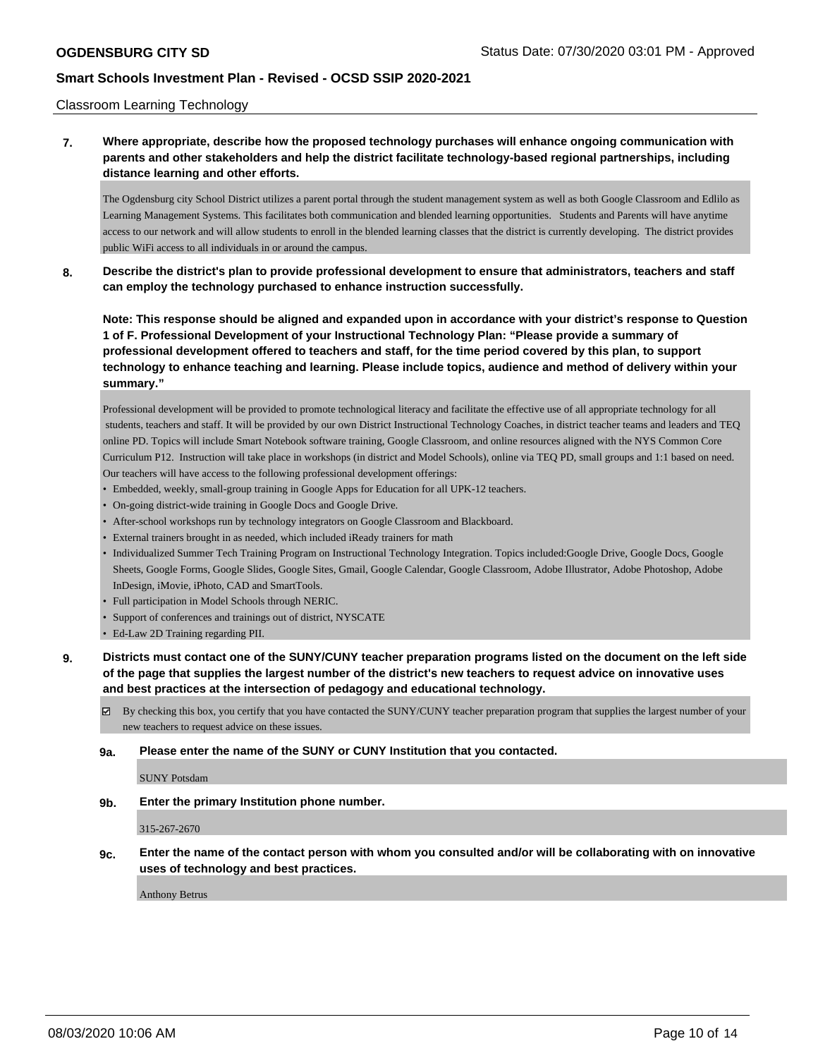Classroom Learning Technology

**7. Where appropriate, describe how the proposed technology purchases will enhance ongoing communication with parents and other stakeholders and help the district facilitate technology-based regional partnerships, including distance learning and other efforts.**

The Ogdensburg city School District utilizes a parent portal through the student management system as well as both Google Classroom and Edlilo as Learning Management Systems. This facilitates both communication and blended learning opportunities. Students and Parents will have anytime access to our network and will allow students to enroll in the blended learning classes that the district is currently developing. The district provides public WiFi access to all individuals in or around the campus.

**8. Describe the district's plan to provide professional development to ensure that administrators, teachers and staff can employ the technology purchased to enhance instruction successfully.**

**Note: This response should be aligned and expanded upon in accordance with your district's response to Question 1 of F. Professional Development of your Instructional Technology Plan: "Please provide a summary of professional development offered to teachers and staff, for the time period covered by this plan, to support technology to enhance teaching and learning. Please include topics, audience and method of delivery within your summary."**

Professional development will be provided to promote technological literacy and facilitate the effective use of all appropriate technology for all students, teachers and staff. It will be provided by our own District Instructional Technology Coaches, in district teacher teams and leaders and TEQ online PD. Topics will include Smart Notebook software training, Google Classroom, and online resources aligned with the NYS Common Core Curriculum P12. Instruction will take place in workshops (in district and Model Schools), online via TEQ PD, small groups and 1:1 based on need. Our teachers will have access to the following professional development offerings:

- Embedded, weekly, small-group training in Google Apps for Education for all UPK-12 teachers.
- On-going district-wide training in Google Docs and Google Drive.
- After-school workshops run by technology integrators on Google Classroom and Blackboard.
- External trainers brought in as needed, which included iReady trainers for math
- Individualized Summer Tech Training Program on Instructional Technology Integration. Topics included:Google Drive, Google Docs, Google Sheets, Google Forms, Google Slides, Google Sites, Gmail, Google Calendar, Google Classroom, Adobe Illustrator, Adobe Photoshop, Adobe InDesign, iMovie, iPhoto, CAD and SmartTools.
- Full participation in Model Schools through NERIC.
- Support of conferences and trainings out of district, NYSCATE
- Ed-Law 2D Training regarding PII.

**9. Districts must contact one of the SUNY/CUNY teacher preparation programs listed on the document on the left side of the page that supplies the largest number of the district's new teachers to request advice on innovative uses and best practices at the intersection of pedagogy and educational technology.**

☑ By checking this box, you certify that you have contacted the SUNY/CUNY teacher preparation program that supplies the largest number of your new teachers to request advice on these issues.

**9a. Please enter the name of the SUNY or CUNY Institution that you contacted.**

SUNY Potsdam

**9b. Enter the primary Institution phone number.**

315-267-2670

**9c. Enter the name of the contact person with whom you consulted and/or will be collaborating with on innovative uses of technology and best practices.**

Anthony Betrus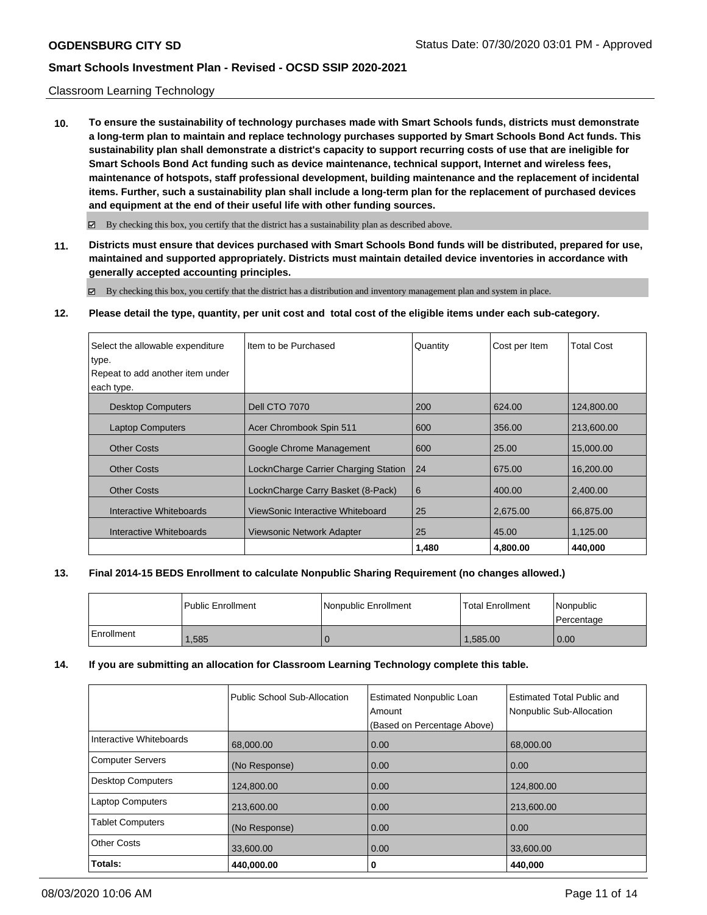Classroom Learning Technology

**10. To ensure the sustainability of technology purchases made with Smart Schools funds, districts must demonstrate a long-term plan to maintain and replace technology purchases supported by Smart Schools Bond Act funds. This sustainability plan shall demonstrate a district's capacity to support recurring costs of use that are ineligible for Smart Schools Bond Act funding such as device maintenance, technical support, Internet and wireless fees, maintenance of hotspots, staff professional development, building maintenance and the replacement of incidental items. Further, such a sustainability plan shall include a long-term plan for the replacement of purchased devices and equipment at the end of their useful life with other funding sources.**

☑ By checking this box, you certify that the district has a sustainability plan as described above.

**11. Districts must ensure that devices purchased with Smart Schools Bond funds will be distributed, prepared for use, maintained and supported appropriately. Districts must maintain detailed device inventories in accordance with generally accepted accounting principles.**

☑ By checking this box, you certify that the district has a distribution and inventory management plan and system in place.

**12. Please detail the type, quantity, per unit cost and total cost of the eligible items under each sub-category.**

| Select the allowable expenditure type. Repeat to add another item under each type. | Item to be Purchased | Quantity | Cost per Item | Total Cost |
|---|---|---|---|---|
| Desktop Computers | Dell CTO 7070 | 200 | 624.00 | 124,800.00 |
| Laptop Computers | Acer Chrombook Spin 511 | 600 | 356.00 | 213,600.00 |
| Other Costs | Google Chrome Management | 600 | 25.00 | 15,000.00 |
| Other Costs | LocknCharge Carrier Charging Station | 24 | 675.00 | 16,200.00 |
| Other Costs | LocknCharge Carry Basket (8-Pack) | 6 | 400.00 | 2,400.00 |
| Interactive Whiteboards | ViewSonic Interactive Whiteboard | 25 | 2,675.00 | 66,875.00 |
| Interactive Whiteboards | Viewsonic Network Adapter | 25 | 45.00 | 1,125.00 |
| | | **1,480** | **4,800.00** | **440,000** |

**13. Final 2014-15 BEDS Enrollment to calculate Nonpublic Sharing Requirement (no changes allowed.)**

| | Public Enrollment | Nonpublic Enrollment | Total Enrollment | Nonpublic Percentage |
|---|---|---|---|---|
| Enrollment | 1,585 | 0 | 1,585.00 | 0.00 |

**14. If you are submitting an allocation for Classroom Learning Technology complete this table.**

| | Public School Sub-Allocation | Estimated Nonpublic Loan Amount (Based on Percentage Above) | Estimated Total Public and Nonpublic Sub-Allocation |
|---|---|---|---|
| Interactive Whiteboards | 68,000.00 | 0.00 | 68,000.00 |
| Computer Servers | (No Response) | 0.00 | 0.00 |
| Desktop Computers | 124,800.00 | 0.00 | 124,800.00 |
| Laptop Computers | 213,600.00 | 0.00 | 213,600.00 |
| Tablet Computers | (No Response) | 0.00 | 0.00 |
| Other Costs | 33,600.00 | 0.00 | 33,600.00 |
| **Totals:** | **440,000.00** | **0** | **440,000** |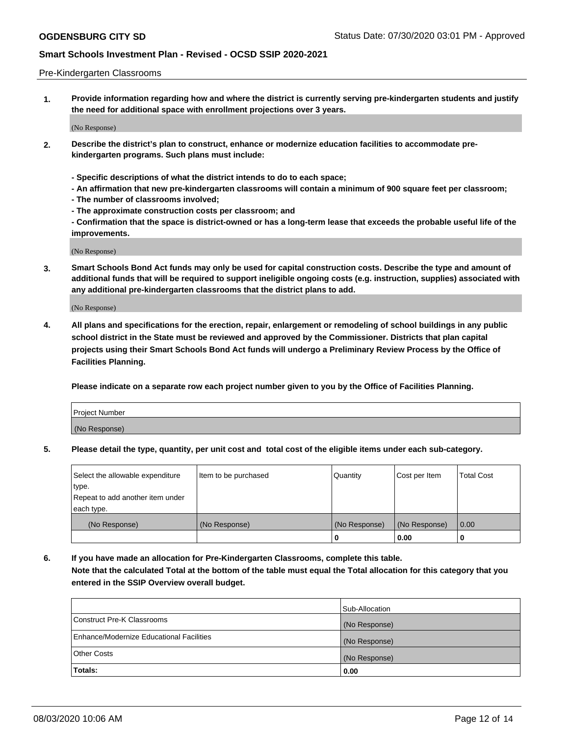Pre-Kindergarten Classrooms

**1. Provide information regarding how and where the district is currently serving pre-kindergarten students and justify the need for additional space with enrollment projections over 3 years.**

(No Response)

**2. Describe the district's plan to construct, enhance or modernize education facilities to accommodate pre-kindergarten programs. Such plans must include:**

**- Specific descriptions of what the district intends to do to each space;**
**- An affirmation that new pre-kindergarten classrooms will contain a minimum of 900 square feet per classroom;**
**- The number of classrooms involved;**
**- The approximate construction costs per classroom; and**
**- Confirmation that the space is district-owned or has a long-term lease that exceeds the probable useful life of the improvements.**

(No Response)

**3. Smart Schools Bond Act funds may only be used for capital construction costs. Describe the type and amount of additional funds that will be required to support ineligible ongoing costs (e.g. instruction, supplies) associated with any additional pre-kindergarten classrooms that the district plans to add.**

(No Response)

**4. All plans and specifications for the erection, repair, enlargement or remodeling of school buildings in any public school district in the State must be reviewed and approved by the Commissioner. Districts that plan capital projects using their Smart Schools Bond Act funds will undergo a Preliminary Review Process by the Office of Facilities Planning.**

**Please indicate on a separate row each project number given to you by the Office of Facilities Planning.**

| Project Number |
|---|
| (No Response) |

**5. Please detail the type, quantity, per unit cost and total cost of the eligible items under each sub-category.**

| Select the allowable expenditure type. Repeat to add another item under each type. | Item to be purchased | Quantity | Cost per Item | Total Cost |
|---|---|---|---|---|
| (No Response) | (No Response) | (No Response) | (No Response) | 0.00 |
| | | 0 | 0.00 | 0 |

**6. If you have made an allocation for Pre-Kindergarten Classrooms, complete this table. Note that the calculated Total at the bottom of the table must equal the Total allocation for this category that you entered in the SSIP Overview overall budget.**

| | Sub-Allocation |
|---|---|
| Construct Pre-K Classrooms | (No Response) |
| Enhance/Modernize Educational Facilities | (No Response) |
| Other Costs | (No Response) |
| **Totals:** | **0.00** |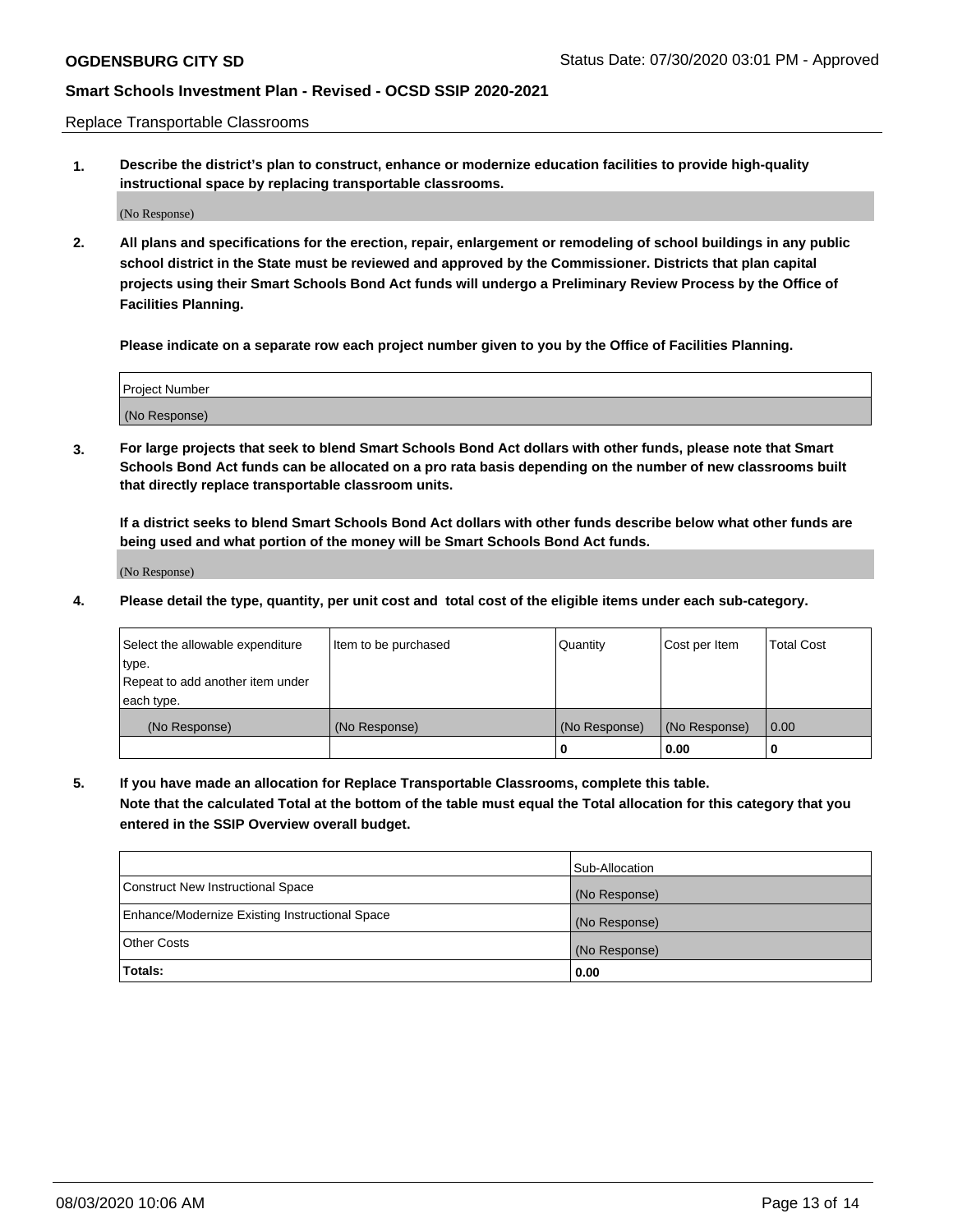Replace Transportable Classrooms

1. **Describe the district's plan to construct, enhance or modernize education facilities to provide high-quality instructional space by replacing transportable classrooms.**

(No Response)

2. **All plans and specifications for the erection, repair, enlargement or remodeling of school buildings in any public school district in the State must be reviewed and approved by the Commissioner. Districts that plan capital projects using their Smart Schools Bond Act funds will undergo a Preliminary Review Process by the Office of Facilities Planning.**

**Please indicate on a separate row each project number given to you by the Office of Facilities Planning.**

| Project Number |
|---|
| (No Response) |

3. **For large projects that seek to blend Smart Schools Bond Act dollars with other funds, please note that Smart Schools Bond Act funds can be allocated on a pro rata basis depending on the number of new classrooms built that directly replace transportable classroom units.**

**If a district seeks to blend Smart Schools Bond Act dollars with other funds describe below what other funds are being used and what portion of the money will be Smart Schools Bond Act funds.**

(No Response)

4. **Please detail the type, quantity, per unit cost and total cost of the eligible items under each sub-category.**

| Select the allowable expenditure type. Repeat to add another item under each type. | Item to be purchased | Quantity | Cost per Item | Total Cost |
|---|---|---|---|---|
| (No Response) | (No Response) | (No Response) | (No Response) | 0.00 |
| | | 0 | 0.00 | 0 |

5. **If you have made an allocation for Replace Transportable Classrooms, complete this table. Note that the calculated Total at the bottom of the table must equal the Total allocation for this category that you entered in the SSIP Overview overall budget.**

| | Sub-Allocation |
|---|---|
| Construct New Instructional Space | (No Response) |
| Enhance/Modernize Existing Instructional Space | (No Response) |
| Other Costs | (No Response) |
| **Totals:** | **0.00** |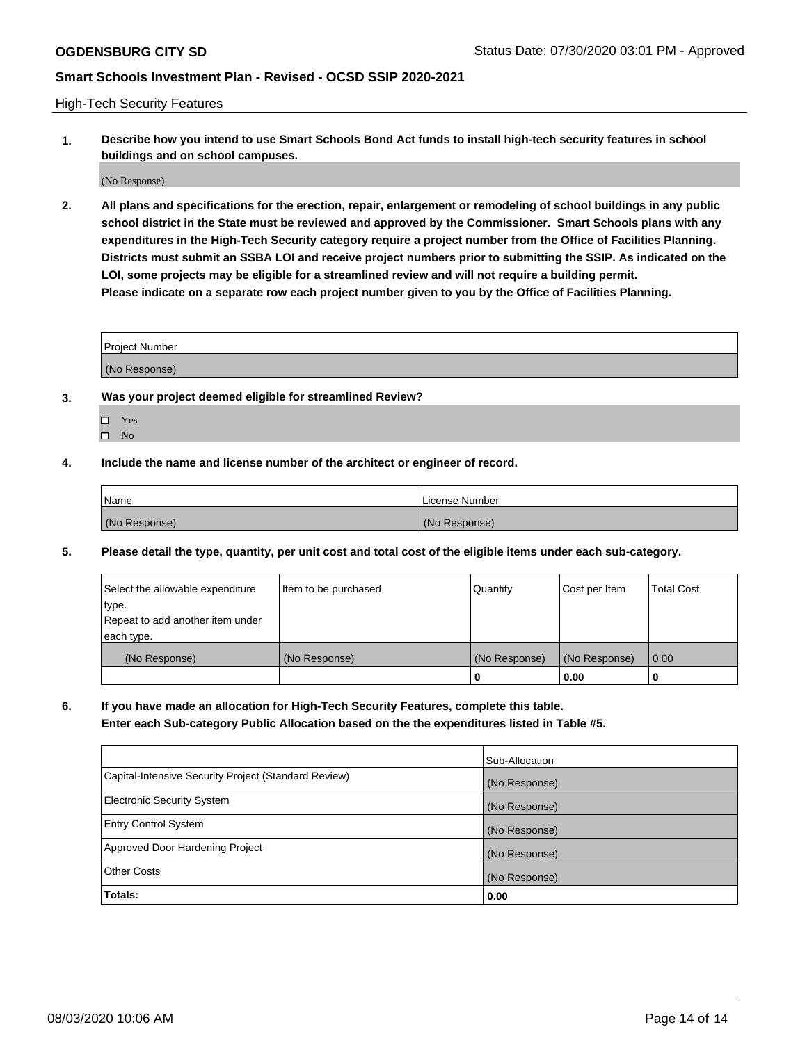High-Tech Security Features

**1. Describe how you intend to use Smart Schools Bond Act funds to install high-tech security features in school buildings and on school campuses.**

(No Response)

**2. All plans and specifications for the erection, repair, enlargement or remodeling of school buildings in any public school district in the State must be reviewed and approved by the Commissioner. Smart Schools plans with any expenditures in the High-Tech Security category require a project number from the Office of Facilities Planning. Districts must submit an SSBA LOI and receive project numbers prior to submitting the SSIP. As indicated on the LOI, some projects may be eligible for a streamlined review and will not require a building permit. Please indicate on a separate row each project number given to you by the Office of Facilities Planning.**

| Project Number |
|---|
| (No Response) |

**3. Was your project deemed eligible for streamlined Review?**

- ☐ Yes
- ☐ No

**4. Include the name and license number of the architect or engineer of record.**

| Name | License Number |
|---|---|
| (No Response) | (No Response) |

**5. Please detail the type, quantity, per unit cost and total cost of the eligible items under each sub-category.**

| Select the allowable expenditure type. Repeat to add another item under each type. | Item to be purchased | Quantity | Cost per Item | Total Cost |
|---|---|---|---|---|
| (No Response) | (No Response) | (No Response) | (No Response) | 0.00 |
| | | 0 | 0.00 | 0 |

**6. If you have made an allocation for High-Tech Security Features, complete this table. Enter each Sub-category Public Allocation based on the the expenditures listed in Table #5.**

| | Sub-Allocation |
|---|---|
| Capital-Intensive Security Project (Standard Review) | (No Response) |
| Electronic Security System | (No Response) |
| Entry Control System | (No Response) |
| Approved Door Hardening Project | (No Response) |
| Other Costs | (No Response) |
| **Totals:** | **0.00** |